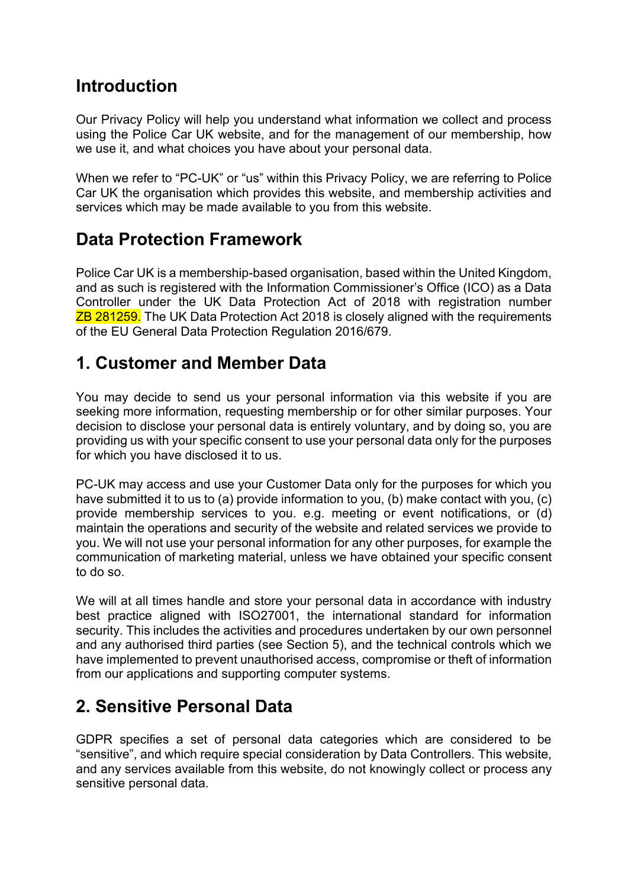## Introduction

Our Privacy Policy will help you understand what information we collect and process using the Police Car UK website, and for the management of our membership, how we use it, and what choices you have about your personal data.

When we refer to "PC-UK" or "us" within this Privacy Policy, we are referring to Police Car UK the organisation which provides this website, and membership activities and services which may be made available to you from this website.

## Data Protection Framework

Police Car UK is a membership-based organisation, based within the United Kingdom, and as such is registered with the Information Commissioner's Office (ICO) as a Data Controller under the UK Data Protection Act of 2018 with registration number ZB 281259. The UK Data Protection Act 2018 is closely aligned with the requirements of the EU General Data Protection Regulation 2016/679.

## 1. Customer and Member Data

You may decide to send us your personal information via this website if you are seeking more information, requesting membership or for other similar purposes. Your decision to disclose your personal data is entirely voluntary, and by doing so, you are providing us with your specific consent to use your personal data only for the purposes for which you have disclosed it to us.

PC-UK may access and use your Customer Data only for the purposes for which you have submitted it to us to (a) provide information to you, (b) make contact with you, (c) provide membership services to you. e.g. meeting or event notifications, or (d) maintain the operations and security of the website and related services we provide to you. We will not use your personal information for any other purposes, for example the communication of marketing material, unless we have obtained your specific consent to do so.

We will at all times handle and store your personal data in accordance with industry best practice aligned with ISO27001, the international standard for information security. This includes the activities and procedures undertaken by our own personnel and any authorised third parties (see Section 5), and the technical controls which we have implemented to prevent unauthorised access, compromise or theft of information from our applications and supporting computer systems.

## 2. Sensitive Personal Data

GDPR specifies a set of personal data categories which are considered to be "sensitive", and which require special consideration by Data Controllers. This website, and any services available from this website, do not knowingly collect or process any sensitive personal data.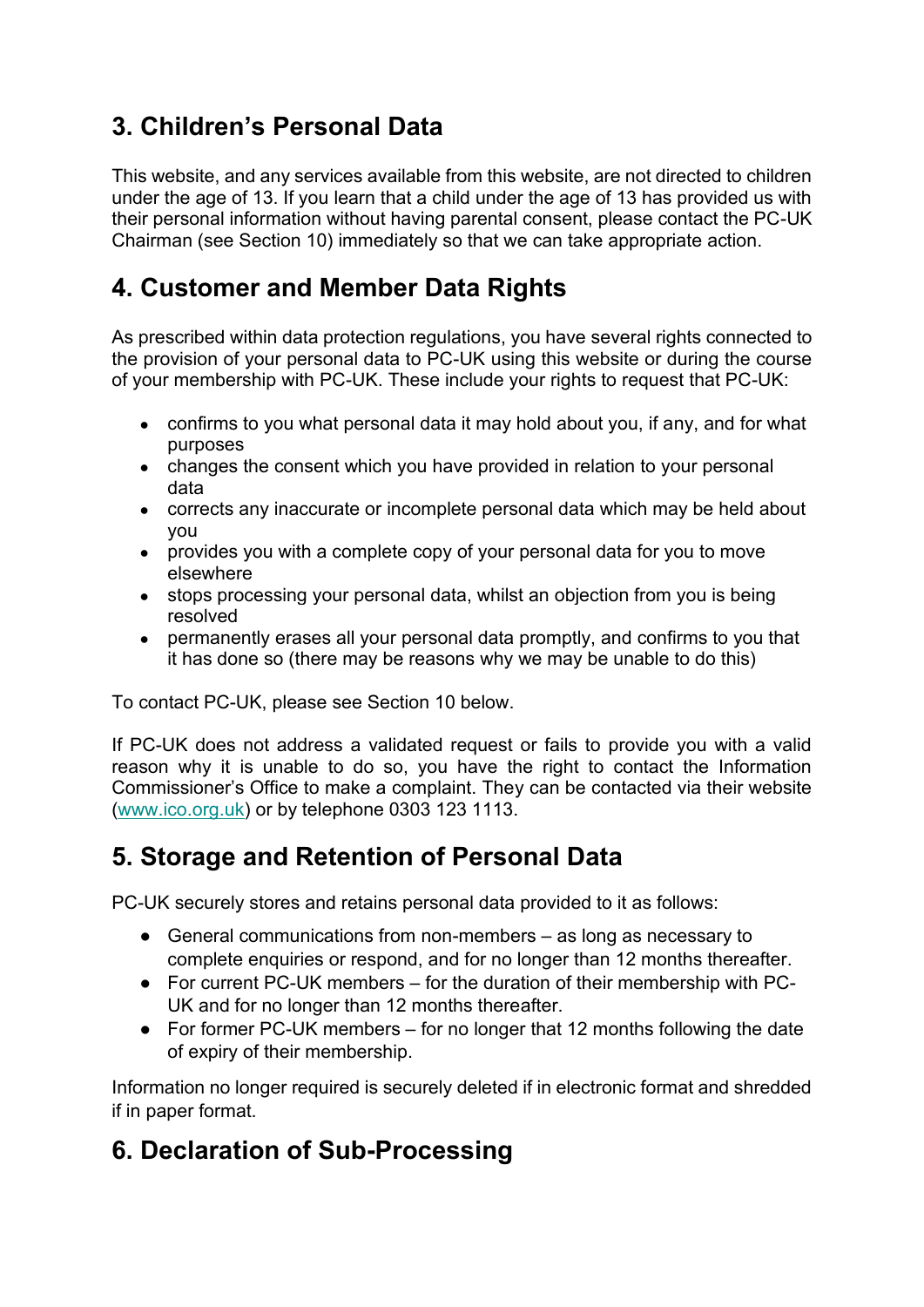## 3. Children's Personal Data

This website, and any services available from this website, are not directed to children under the age of 13. If you learn that a child under the age of 13 has provided us with their personal information without having parental consent, please contact the PC-UK Chairman (see Section 10) immediately so that we can take appropriate action.

## 4. Customer and Member Data Rights

As prescribed within data protection regulations, you have several rights connected to the provision of your personal data to PC-UK using this website or during the course of your membership with PC-UK. These include your rights to request that PC-UK:

- confirms to you what personal data it may hold about you, if any, and for what purposes
- changes the consent which you have provided in relation to your personal data
- corrects any inaccurate or incomplete personal data which may be held about you
- provides you with a complete copy of your personal data for you to move elsewhere
- stops processing your personal data, whilst an objection from you is being resolved
- permanently erases all your personal data promptly, and confirms to you that it has done so (there may be reasons why we may be unable to do this)

To contact PC-UK, please see Section 10 below.

If PC-UK does not address a validated request or fails to provide you with a valid reason why it is unable to do so, you have the right to contact the Information Commissioner's Office to make a complaint. They can be contacted via their website ([www.ico.org.uk](http://www.ico.org.uk)) or by telephone 0303 123 1113.

## 5. Storage and Retention of Personal Data

PC-UK securely stores and retains personal data provided to it as follows:

- General communications from non-members – as long as necessary to complete enquiries or respond, and for no longer than 12 months thereafter.
- For current PC-UK members – for the duration of their membership with PC-UK and for no longer than 12 months thereafter.
- For former PC-UK members – for no longer that 12 months following the date of expiry of their membership.

Information no longer required is securely deleted if in electronic format and shredded if in paper format.

## 6. Declaration of Sub-Processing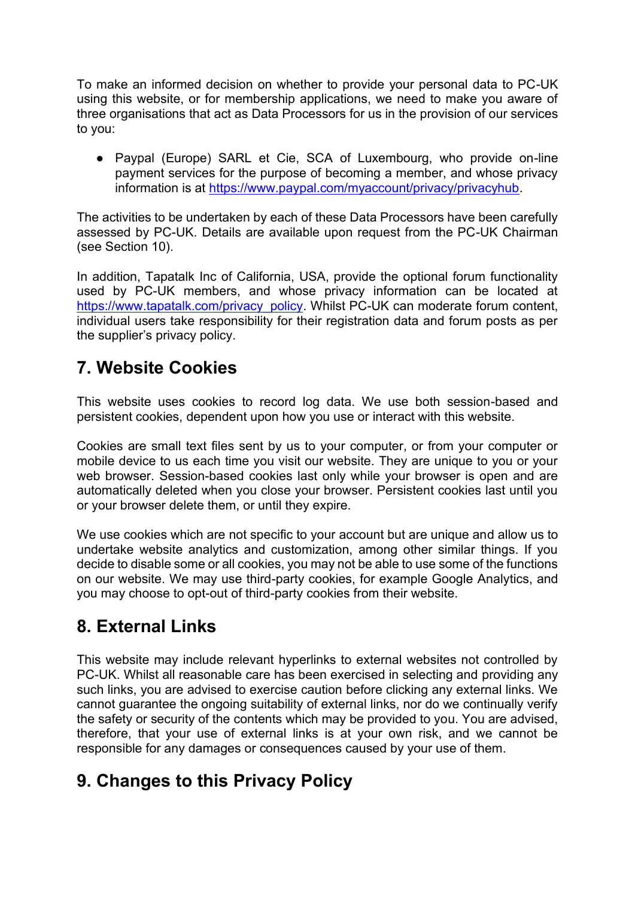To make an informed decision on whether to provide your personal data to PC-UK using this website, or for membership applications, we need to make you aware of three organisations that act as Data Processors for us in the provision of our services to you:

- Paypal (Europe) SARL et Cie, SCA of Luxembourg, who provide on-line payment services for the purpose of becoming a member, and whose privacy information is at https://www.paypal.com/myaccount/privacy/privacyhub.

The activities to be undertaken by each of these Data Processors have been carefully assessed by PC-UK. Details are available upon request from the PC-UK Chairman (see Section 10).

In addition, Tapatalk Inc of California, USA, provide the optional forum functionality used by PC-UK members, and whose privacy information can be located at https://www.tapatalk.com/privacy_policy. Whilst PC-UK can moderate forum content, individual users take responsibility for their registration data and forum posts as per the supplier's privacy policy.

## 7. Website Cookies

This website uses cookies to record log data. We use both session-based and persistent cookies, dependent upon how you use or interact with this website.

Cookies are small text files sent by us to your computer, or from your computer or mobile device to us each time you visit our website. They are unique to you or your web browser. Session-based cookies last only while your browser is open and are automatically deleted when you close your browser. Persistent cookies last until you or your browser delete them, or until they expire.

We use cookies which are not specific to your account but are unique and allow us to undertake website analytics and customization, among other similar things. If you decide to disable some or all cookies, you may not be able to use some of the functions on our website. We may use third-party cookies, for example Google Analytics, and you may choose to opt-out of third-party cookies from their website.

## 8. External Links

This website may include relevant hyperlinks to external websites not controlled by PC-UK. Whilst all reasonable care has been exercised in selecting and providing any such links, you are advised to exercise caution before clicking any external links. We cannot guarantee the ongoing suitability of external links, nor do we continually verify the safety or security of the contents which may be provided to you. You are advised, therefore, that your use of external links is at your own risk, and we cannot be responsible for any damages or consequences caused by your use of them.

## 9. Changes to this Privacy Policy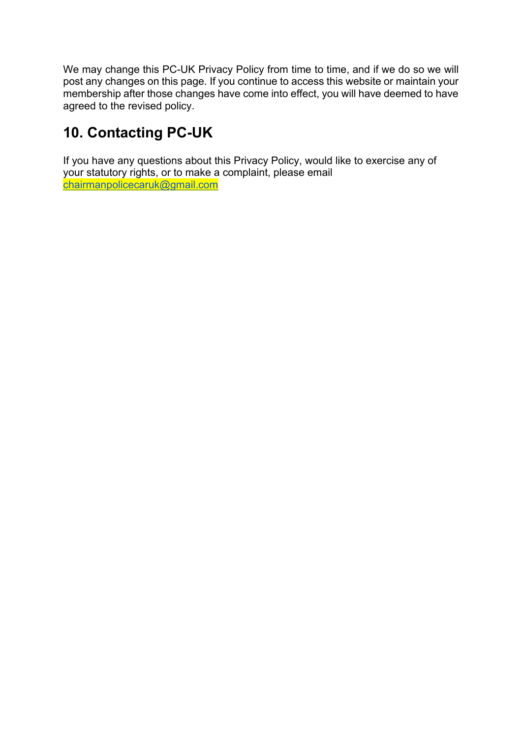We may change this PC-UK Privacy Policy from time to time, and if we do so we will post any changes on this page. If you continue to access this website or maintain your membership after those changes have come into effect, you will have deemed to have agreed to the revised policy.

## 10. Contacting PC-UK

If you have any questions about this Privacy Policy, would like to exercise any of your statutory rights, or to make a complaint, please email chairmanpolicecaruk@gmail.com